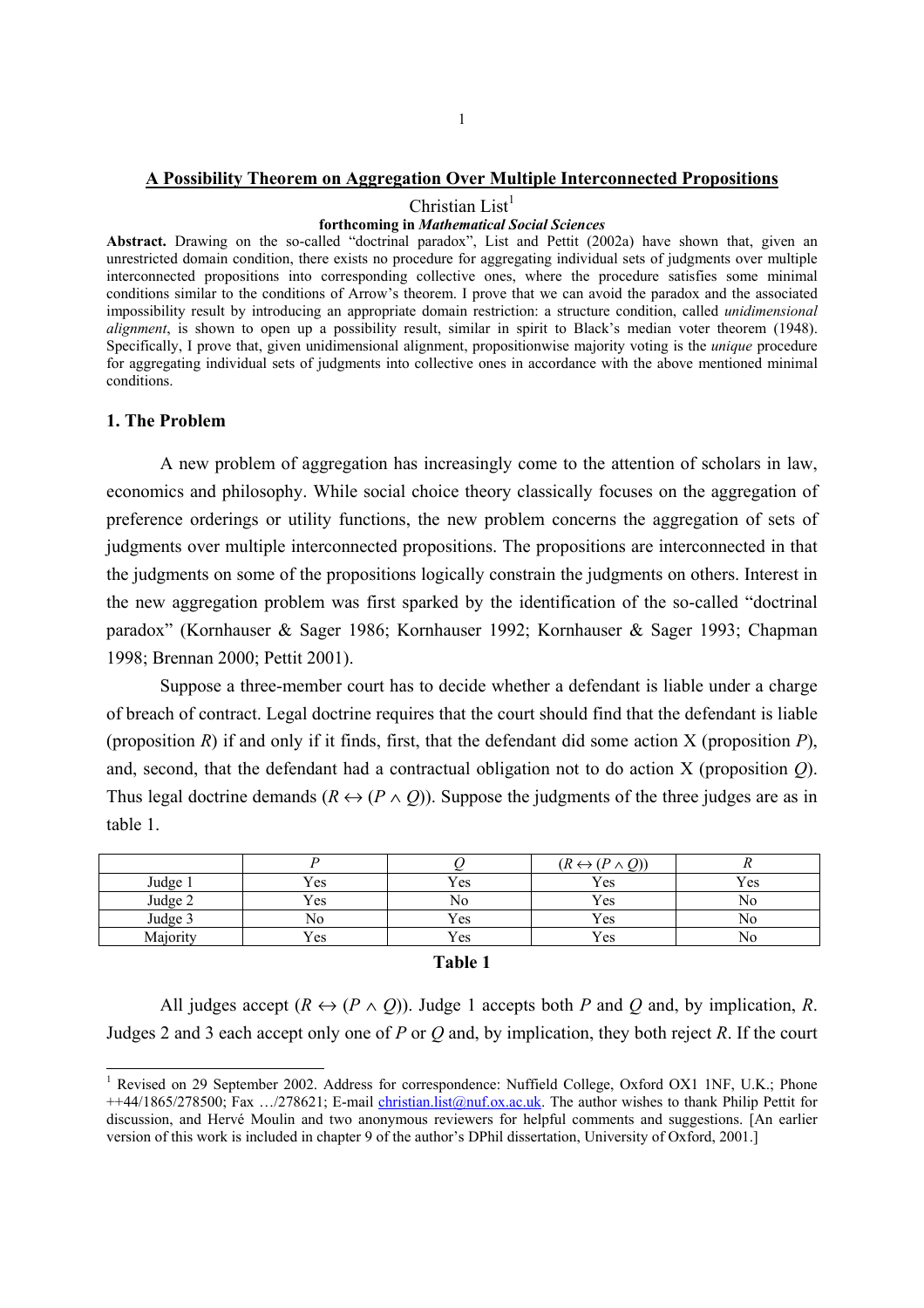# A Possibility Theorem on Aggregation Over Multiple Interconnected Propositions

Christian List[1]

**forthcoming in *Mathematical Social Sciences***

**Abstract.** Drawing on the so-called "doctrinal paradox", List and Pettit (2002a) have shown that, given an unrestricted domain condition, there exists no procedure for aggregating individual sets of judgments over multiple interconnected propositions into corresponding collective ones, where the procedure satisfies some minimal conditions similar to the conditions of Arrow's theorem. I prove that we can avoid the paradox and the associated impossibility result by introducing an appropriate domain restriction: a structure condition, called *unidimensional alignment*, is shown to open up a possibility result, similar in spirit to Black's median voter theorem (1948). Specifically, I prove that, given unidimensional alignment, propositionwise majority voting is the *unique* procedure for aggregating individual sets of judgments into collective ones in accordance with the above mentioned minimal conditions.

## 1. The Problem

A new problem of aggregation has increasingly come to the attention of scholars in law, economics and philosophy. While social choice theory classically focuses on the aggregation of preference orderings or utility functions, the new problem concerns the aggregation of sets of judgments over multiple interconnected propositions. The propositions are interconnected in that the judgments on some of the propositions logically constrain the judgments on others. Interest in the new aggregation problem was first sparked by the identification of the so-called "doctrinal paradox" (Kornhauser & Sager 1986; Kornhauser 1992; Kornhauser & Sager 1993; Chapman 1998; Brennan 2000; Pettit 2001).

Suppose a three-member court has to decide whether a defendant is liable under a charge of breach of contract. Legal doctrine requires that the court should find that the defendant is liable (proposition $R$) if and only if it finds, first, that the defendant did some action X (proposition $P$), and, second, that the defendant had a contractual obligation not to do action X (proposition $Q$). Thus legal doctrine demands $(R \leftrightarrow (P \wedge Q))$. Suppose the judgments of the three judges are as in table 1.

| | $P$ | $Q$ | $(R \leftrightarrow (P \wedge Q))$ | $R$ |
|---|---|---|---|---|
| Judge 1 | Yes | Yes | Yes | Yes |
| Judge 2 | Yes | No | Yes | No |
| Judge 3 | No | Yes | Yes | No |
| Majority | Yes | Yes | Yes | No |

**Table 1**

All judges accept $(R \leftrightarrow (P \wedge Q))$. Judge 1 accepts both $P$ and $Q$ and, by implication, $R$. Judges 2 and 3 each accept only one of $P$ or $Q$ and, by implication, they both reject $R$. If the court

[1] Revised on 29 September 2002. Address for correspondence: Nuffield College, Oxford OX1 1NF, U.K.; Phone ++44/1865/278500; Fax …/278621; E-mail christian.list@nuf.ox.ac.uk. The author wishes to thank Philip Pettit for discussion, and Hervé Moulin and two anonymous reviewers for helpful comments and suggestions. [An earlier version of this work is included in chapter 9 of the author's DPhil dissertation, University of Oxford, 2001.]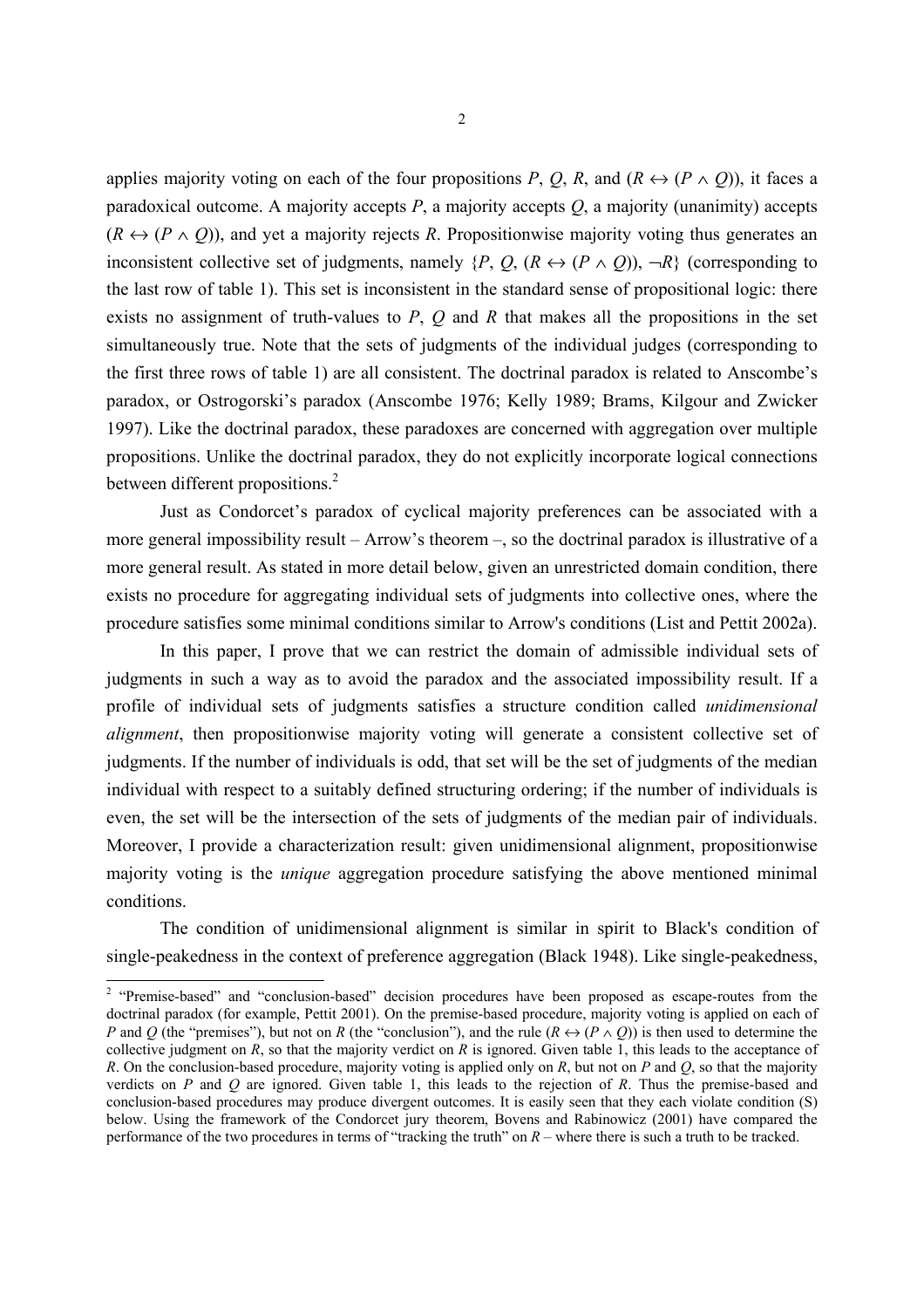applies majority voting on each of the four propositions $P$, $Q$, $R$, and $(R \leftrightarrow (P \wedge Q))$, it faces a paradoxical outcome. A majority accepts $P$, a majority accepts $Q$, a majority (unanimity) accepts $(R \leftrightarrow (P \wedge Q))$, and yet a majority rejects $R$. Propositionwise majority voting thus generates an inconsistent collective set of judgments, namely $\{P, Q, (R \leftrightarrow (P \wedge Q)), \neg R\}$ (corresponding to the last row of table 1). This set is inconsistent in the standard sense of propositional logic: there exists no assignment of truth-values to $P$, $Q$ and $R$ that makes all the propositions in the set simultaneously true. Note that the sets of judgments of the individual judges (corresponding to the first three rows of table 1) are all consistent. The doctrinal paradox is related to Anscombe's paradox, or Ostrogorski's paradox (Anscombe 1976; Kelly 1989; Brams, Kilgour and Zwicker 1997). Like the doctrinal paradox, these paradoxes are concerned with aggregation over multiple propositions. Unlike the doctrinal paradox, they do not explicitly incorporate logical connections between different propositions.[2]

Just as Condorcet's paradox of cyclical majority preferences can be associated with a more general impossibility result – Arrow's theorem –, so the doctrinal paradox is illustrative of a more general result. As stated in more detail below, given an unrestricted domain condition, there exists no procedure for aggregating individual sets of judgments into collective ones, where the procedure satisfies some minimal conditions similar to Arrow's conditions (List and Pettit 2002a).

In this paper, I prove that we can restrict the domain of admissible individual sets of judgments in such a way as to avoid the paradox and the associated impossibility result. If a profile of individual sets of judgments satisfies a structure condition called *unidimensional alignment*, then propositionwise majority voting will generate a consistent collective set of judgments. If the number of individuals is odd, that set will be the set of judgments of the median individual with respect to a suitably defined structuring ordering; if the number of individuals is even, the set will be the intersection of the sets of judgments of the median pair of individuals. Moreover, I provide a characterization result: given unidimensional alignment, propositionwise majority voting is the *unique* aggregation procedure satisfying the above mentioned minimal conditions.

The condition of unidimensional alignment is similar in spirit to Black's condition of single-peakedness in the context of preference aggregation (Black 1948). Like single-peakedness,

[2] "Premise-based" and "conclusion-based" decision procedures have been proposed as escape-routes from the doctrinal paradox (for example, Pettit 2001). On the premise-based procedure, majority voting is applied on each of $P$ and $Q$ (the "premises"), but not on $R$ (the "conclusion"), and the rule $(R \leftrightarrow (P \wedge Q))$ is then used to determine the collective judgment on $R$, so that the majority verdict on $R$ is ignored. Given table 1, this leads to the acceptance of $R$. On the conclusion-based procedure, majority voting is applied only on $R$, but not on $P$ and $Q$, so that the majority verdicts on $P$ and $Q$ are ignored. Given table 1, this leads to the rejection of $R$. Thus the premise-based and conclusion-based procedures may produce divergent outcomes. It is easily seen that they each violate condition (S) below. Using the framework of the Condorcet jury theorem, Bovens and Rabinowicz (2001) have compared the performance of the two procedures in terms of "tracking the truth" on $R$ – where there is such a truth to be tracked.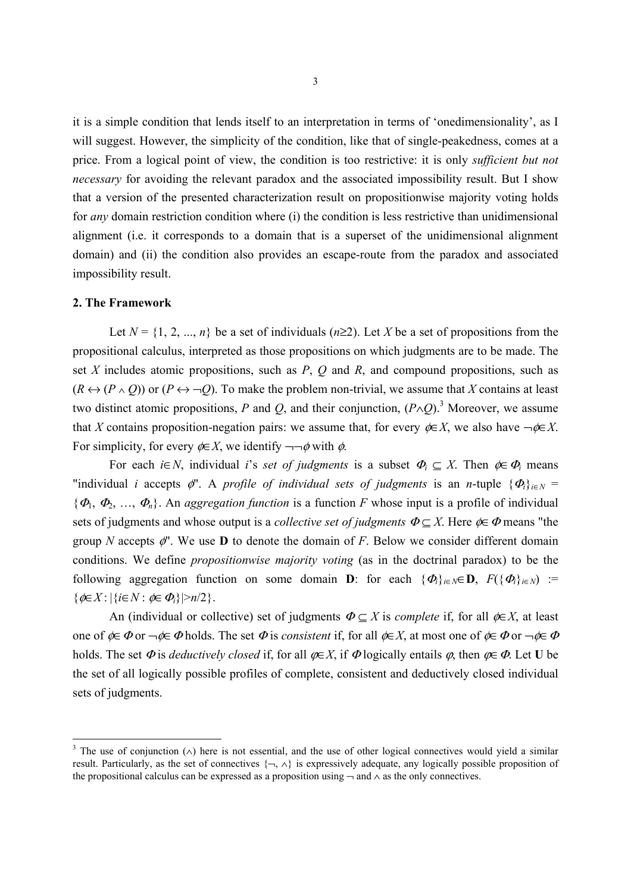it is a simple condition that lends itself to an interpretation in terms of 'onedimensionality', as I will suggest. However, the simplicity of the condition, like that of single-peakedness, comes at a price. From a logical point of view, the condition is too restrictive: it is only *sufficient but not necessary* for avoiding the relevant paradox and the associated impossibility result. But I show that a version of the presented characterization result on propositionwise majority voting holds for *any* domain restriction condition where (i) the condition is less restrictive than unidimensional alignment (i.e. it corresponds to a domain that is a superset of the unidimensional alignment domain) and (ii) the condition also provides an escape-route from the paradox and associated impossibility result.

## 2. The Framework

Let $N = \{1, 2, ..., n\}$ be a set of individuals ($n \geq 2$). Let $X$ be a set of propositions from the propositional calculus, interpreted as those propositions on which judgments are to be made. The set $X$ includes atomic propositions, such as $P$, $Q$ and $R$, and compound propositions, such as $(R \leftrightarrow (P \wedge Q))$ or $(P \leftrightarrow \neg Q)$. To make the problem non-trivial, we assume that $X$ contains at least two distinct atomic propositions, $P$ and $Q$, and their conjunction, $(P \wedge Q)$.[3] Moreover, we assume that $X$ contains proposition-negation pairs: we assume that, for every $\phi \in X$, we also have $\neg\phi \in X$. For simplicity, for every $\phi \in X$, we identify $\neg\neg\phi$ with $\phi$.

For each $i \in N$, individual $i$'s *set of judgments* is a subset $\Phi_i \subseteq X$. Then $\phi \in \Phi_i$ means "individual $i$ accepts $\phi$". A *profile of individual sets of judgments* is an $n$-tuple $\{\Phi_i\}_{i \in N} = \{\Phi_1, \Phi_2, \ldots, \Phi_n\}$. An *aggregation function* is a function $F$ whose input is a profile of individual sets of judgments and whose output is a *collective set of judgments* $\Phi \subseteq X$. Here $\phi \in \Phi$ means "the group $N$ accepts $\phi$". We use $\mathbf{D}$ to denote the domain of $F$. Below we consider different domain conditions. We define *propositionwise majority voting* (as in the doctrinal paradox) to be the following aggregation function on some domain $\mathbf{D}$: for each $\{\Phi_i\}_{i \in N} \in \mathbf{D}$, $F(\{\Phi_i\}_{i \in N}) := \{\phi \in X : |\{i \in N : \phi \in \Phi_i\}| > n/2\}$.

An (individual or collective) set of judgments $\Phi \subseteq X$ is *complete* if, for all $\phi \in X$, at least one of $\phi \in \Phi$ or $\neg\phi \in \Phi$ holds. The set $\Phi$ is *consistent* if, for all $\phi \in X$, at most one of $\phi \in \Phi$ or $\neg\phi \in \Phi$ holds. The set $\Phi$ is *deductively closed* if, for all $\varphi \in X$, if $\Phi$ logically entails $\varphi$, then $\varphi \in \Phi$. Let $\mathbf{U}$ be the set of all logically possible profiles of complete, consistent and deductively closed individual sets of judgments.

[3] The use of conjunction ($\wedge$) here is not essential, and the use of other logical connectives would yield a similar result. Particularly, as the set of connectives $\{\neg, \wedge\}$ is expressively adequate, any logically possible proposition of the propositional calculus can be expressed as a proposition using $\neg$ and $\wedge$ as the only connectives.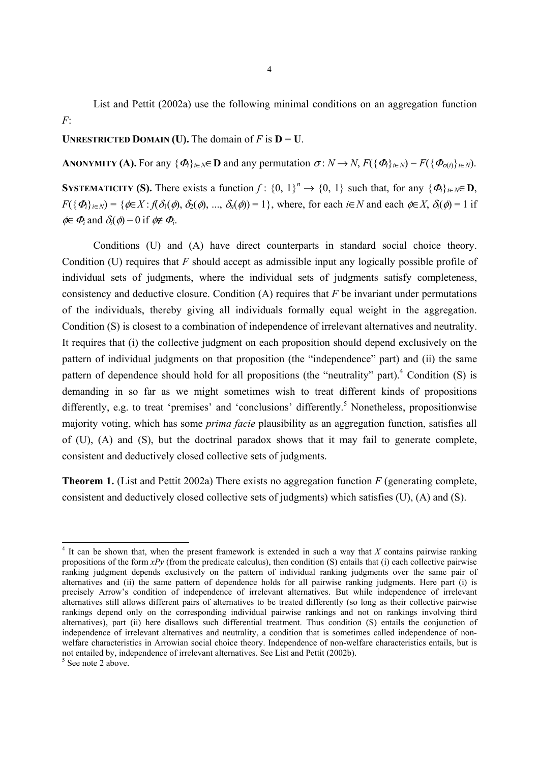List and Pettit (2002a) use the following minimal conditions on an aggregation function $F$:

**UNRESTRICTED DOMAIN (U).** The domain of $F$ is $\mathbf{D} = \mathbf{U}$.

**ANONYMITY (A).** For any $\{\Phi_i\}_{i\in N} \in \mathbf{D}$ and any permutation $\sigma : N \rightarrow N$, $F(\{\Phi_i\}_{i\in N}) = F(\{\Phi_{\sigma(i)}\}_{i\in N})$.

**SYSTEMATICITY (S).** There exists a function $f : \{0, 1\}^n \rightarrow \{0, 1\}$ such that, for any $\{\Phi_i\}_{i\in N} \in \mathbf{D}$, $F(\{\Phi_i\}_{i\in N}) = \{\phi \in X : f(\delta_1(\phi), \delta_2(\phi), ..., \delta_n(\phi)) = 1\}$, where, for each $i \in N$ and each $\phi \in X$, $\delta_i(\phi) = 1$ if $\phi \in \Phi_i$ and $\delta_i(\phi) = 0$ if $\phi \notin \Phi_i$.

Conditions (U) and (A) have direct counterparts in standard social choice theory. Condition (U) requires that $F$ should accept as admissible input any logically possible profile of individual sets of judgments, where the individual sets of judgments satisfy completeness, consistency and deductive closure. Condition (A) requires that $F$ be invariant under permutations of the individuals, thereby giving all individuals formally equal weight in the aggregation. Condition (S) is closest to a combination of independence of irrelevant alternatives and neutrality. It requires that (i) the collective judgment on each proposition should depend exclusively on the pattern of individual judgments on that proposition (the "independence" part) and (ii) the same pattern of dependence should hold for all propositions (the "neutrality" part).[4] Condition (S) is demanding in so far as we might sometimes wish to treat different kinds of propositions differently, e.g. to treat 'premises' and 'conclusions' differently.[5] Nonetheless, propositionwise majority voting, which has some *prima facie* plausibility as an aggregation function, satisfies all of (U), (A) and (S), but the doctrinal paradox shows that it may fail to generate complete, consistent and deductively closed collective sets of judgments.

**Theorem 1.** (List and Pettit 2002a) There exists no aggregation function $F$ (generating complete, consistent and deductively closed collective sets of judgments) which satisfies (U), (A) and (S).

---

[4] It can be shown that, when the present framework is extended in such a way that $X$ contains pairwise ranking propositions of the form $xPy$ (from the predicate calculus), then condition (S) entails that (i) each collective pairwise ranking judgment depends exclusively on the pattern of individual ranking judgments over the same pair of alternatives and (ii) the same pattern of dependence holds for all pairwise ranking judgments. Here part (i) is precisely Arrow's condition of independence of irrelevant alternatives. But while independence of irrelevant alternatives still allows different pairs of alternatives to be treated differently (so long as their collective pairwise rankings depend only on the corresponding individual pairwise rankings and not on rankings involving third alternatives), part (ii) here disallows such differential treatment. Thus condition (S) entails the conjunction of independence of irrelevant alternatives and neutrality, a condition that is sometimes called independence of non-welfare characteristics in Arrowian social choice theory. Independence of non-welfare characteristics entails, but is not entailed by, independence of irrelevant alternatives. See List and Pettit (2002b).

[5] See note 2 above.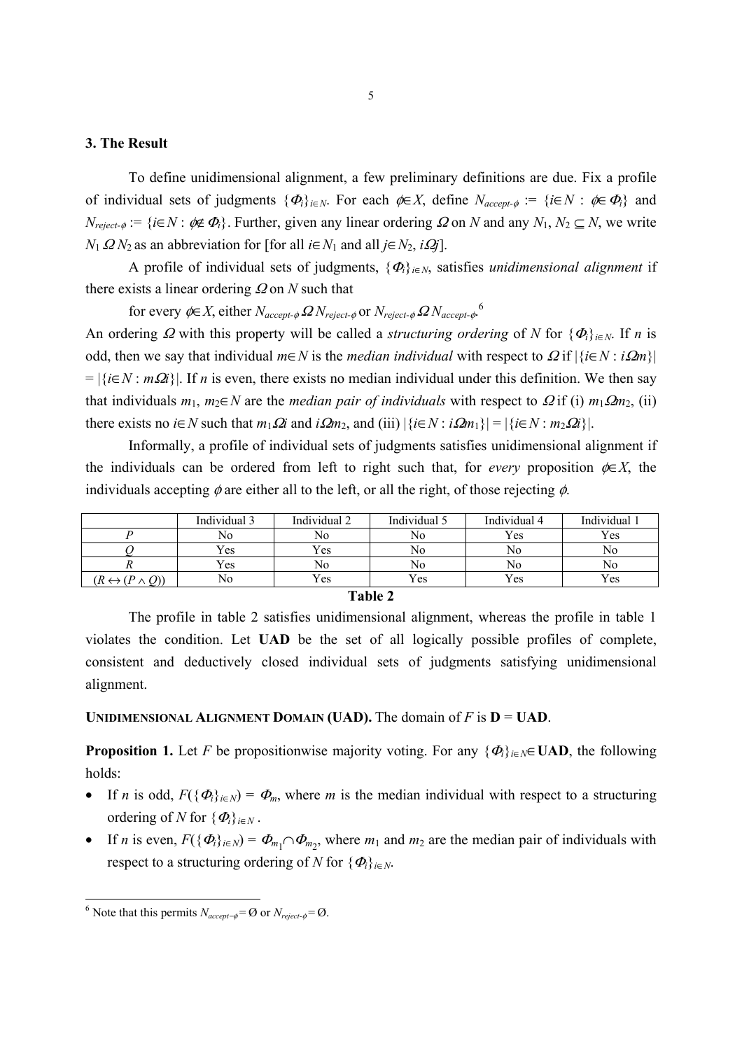## 3. The Result

To define unidimensional alignment, a few preliminary definitions are due. Fix a profile of individual sets of judgments $\{\Phi_i\}_{i\in N}$. For each $\phi\in X$, define $N_{accept\text{-}\phi} := \{i\in N : \phi\in \Phi_i\}$ and $N_{reject\text{-}\phi} := \{i\in N : \phi\notin \Phi_i\}$. Further, given any linear ordering $\Omega$ on $N$ and any $N_1, N_2 \subseteq N$, we write $N_1\ \Omega\ N_2$ as an abbreviation for [for all $i\in N_1$ and all $j\in N_2$, $i\Omega j$].

A profile of individual sets of judgments, $\{\Phi_i\}_{i\in N}$, satisfies *unidimensional alignment* if there exists a linear ordering $\Omega$ on $N$ such that

for every $\phi\in X$, either $N_{accept\text{-}\phi}\ \Omega\ N_{reject\text{-}\phi}$ or $N_{reject\text{-}\phi}\ \Omega\ N_{accept\text{-}\phi}$.[6]

An ordering $\Omega$ with this property will be called a *structuring ordering* of $N$ for $\{\Phi_i\}_{i\in N}$. If $n$ is odd, then we say that individual $m\in N$ is the *median individual* with respect to $\Omega$ if $|\{i\in N : i\Omega m\}| = |\{i\in N : m\Omega i\}|$. If $n$ is even, there exists no median individual under this definition. We then say that individuals $m_1, m_2\in N$ are the *median pair of individuals* with respect to $\Omega$ if (i) $m_1\Omega m_2$, (ii) there exists no $i\in N$ such that $m_1\Omega i$ and $i\Omega m_2$, and (iii) $|\{i\in N : i\Omega m_1\}| = |\{i\in N : m_2\Omega i\}|$.

Informally, a profile of individual sets of judgments satisfies unidimensional alignment if the individuals can be ordered from left to right such that, for *every* proposition $\phi\in X$, the individuals accepting $\phi$ are either all to the left, or all the right, of those rejecting $\phi$.

| | Individual 3 | Individual 2 | Individual 5 | Individual 4 | Individual 1 |
|---|---|---|---|---|---|
| $P$ | No | No | No | Yes | Yes |
| $Q$ | Yes | Yes | No | No | No |
| $R$ | Yes | No | No | No | No |
| $(R \leftrightarrow (P \wedge Q))$ | No | Yes | Yes | Yes | Yes |

**Table 2**

The profile in table 2 satisfies unidimensional alignment, whereas the profile in table 1 violates the condition. Let **UAD** be the set of all logically possible profiles of complete, consistent and deductively closed individual sets of judgments satisfying unidimensional alignment.

**UNIDIMENSIONAL ALIGNMENT DOMAIN (UAD).** The domain of $F$ is **D** = **UAD**.

**Proposition 1.** Let $F$ be propositionwise majority voting. For any $\{\Phi_i\}_{i\in N}\in$ **UAD**, the following holds:

- If $n$ is odd, $F(\{\Phi_i\}_{i\in N}) = \Phi_m$, where $m$ is the median individual with respect to a structuring ordering of $N$ for $\{\Phi_i\}_{i\in N}$.
- If $n$ is even, $F(\{\Phi_i\}_{i\in N}) = \Phi_{m_1}\cap\Phi_{m_2}$, where $m_1$ and $m_2$ are the median pair of individuals with respect to a structuring ordering of $N$ for $\{\Phi_i\}_{i\in N}$.

[6] Note that this permits $N_{accept\text{-}\phi} = \emptyset$ or $N_{reject\text{-}\phi} = \emptyset$.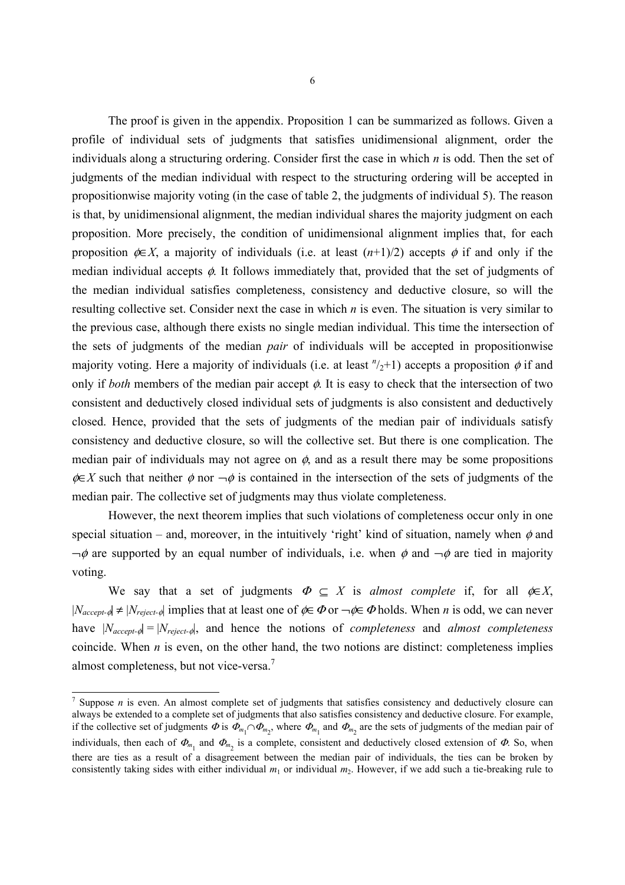The proof is given in the appendix. Proposition 1 can be summarized as follows. Given a profile of individual sets of judgments that satisfies unidimensional alignment, order the individuals along a structuring ordering. Consider first the case in which $n$ is odd. Then the set of judgments of the median individual with respect to the structuring ordering will be accepted in propositionwise majority voting (in the case of table 2, the judgments of individual 5). The reason is that, by unidimensional alignment, the median individual shares the majority judgment on each proposition. More precisely, the condition of unidimensional alignment implies that, for each proposition $\phi \in X$, a majority of individuals (i.e. at least $(n+1)/2$) accepts $\phi$ if and only if the median individual accepts $\phi$. It follows immediately that, provided that the set of judgments of the median individual satisfies completeness, consistency and deductive closure, so will the resulting collective set. Consider next the case in which $n$ is even. The situation is very similar to the previous case, although there exists no single median individual. This time the intersection of the sets of judgments of the median *pair* of individuals will be accepted in propositionwise majority voting. Here a majority of individuals (i.e. at least $^{n}/_{2}+1$) accepts a proposition $\phi$ if and only if *both* members of the median pair accept $\phi$. It is easy to check that the intersection of two consistent and deductively closed individual sets of judgments is also consistent and deductively closed. Hence, provided that the sets of judgments of the median pair of individuals satisfy consistency and deductive closure, so will the collective set. But there is one complication. The median pair of individuals may not agree on $\phi$, and as a result there may be some propositions $\phi \in X$ such that neither $\phi$ nor $\neg\phi$ is contained in the intersection of the sets of judgments of the median pair. The collective set of judgments may thus violate completeness.

However, the next theorem implies that such violations of completeness occur only in one special situation – and, moreover, in the intuitively 'right' kind of situation, namely when $\phi$ and $\neg\phi$ are supported by an equal number of individuals, i.e. when $\phi$ and $\neg\phi$ are tied in majority voting.

We say that a set of judgments $\Phi \subseteq X$ is *almost complete* if, for all $\phi \in X$, $|N_{accept\text{-}\phi}| \neq |N_{reject\text{-}\phi}|$ implies that at least one of $\phi \in \Phi$ or $\neg\phi \in \Phi$ holds. When $n$ is odd, we can never have $|N_{accept\text{-}\phi}| = |N_{reject\text{-}\phi}|$, and hence the notions of *completeness* and *almost completeness* coincide. When $n$ is even, on the other hand, the two notions are distinct: completeness implies almost completeness, but not vice-versa.[7]

[7] Suppose $n$ is even. An almost complete set of judgments that satisfies consistency and deductively closure can always be extended to a complete set of judgments that also satisfies consistency and deductive closure. For example, if the collective set of judgments $\Phi$ is $\Phi_{m_1} \cap \Phi_{m_2}$, where $\Phi_{m_1}$ and $\Phi_{m_2}$ are the sets of judgments of the median pair of individuals, then each of $\Phi_{m_1}$ and $\Phi_{m_2}$ is a complete, consistent and deductively closed extension of $\Phi$. So, when there are ties as a result of a disagreement between the median pair of individuals, the ties can be broken by consistently taking sides with either individual $m_1$ or individual $m_2$. However, if we add such a tie-breaking rule to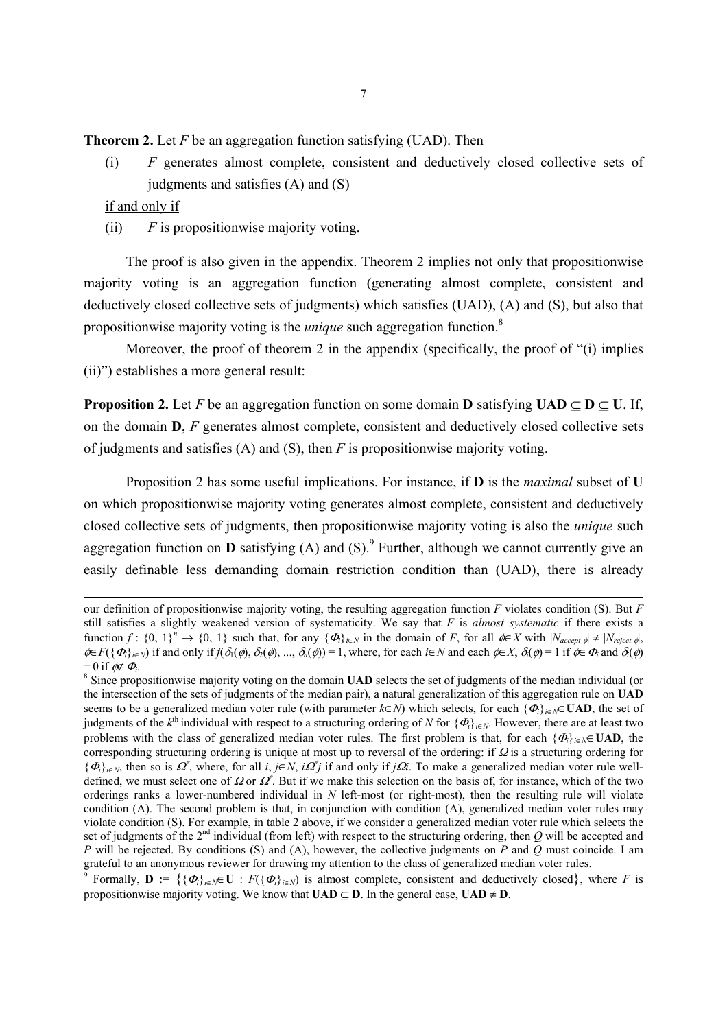**Theorem 2.** Let $F$ be an aggregation function satisfying (UAD). Then

(i) $F$ generates almost complete, consistent and deductively closed collective sets of judgments and satisfies (A) and (S)

<u>if and only if</u>

(ii) $F$ is propositionwise majority voting.

The proof is also given in the appendix. Theorem 2 implies not only that propositionwise majority voting is an aggregation function (generating almost complete, consistent and deductively closed collective sets of judgments) which satisfies (UAD), (A) and (S), but also that propositionwise majority voting is the *unique* such aggregation function.[8]

Moreover, the proof of theorem 2 in the appendix (specifically, the proof of "(i) implies (ii)") establishes a more general result:

**Proposition 2.** Let $F$ be an aggregation function on some domain $\mathbf{D}$ satisfying $\mathbf{UAD} \subseteq \mathbf{D} \subseteq \mathbf{U}$. If, on the domain $\mathbf{D}$, $F$ generates almost complete, consistent and deductively closed collective sets of judgments and satisfies (A) and (S), then $F$ is propositionwise majority voting.

Proposition 2 has some useful implications. For instance, if $\mathbf{D}$ is the *maximal* subset of $\mathbf{U}$ on which propositionwise majority voting generates almost complete, consistent and deductively closed collective sets of judgments, then propositionwise majority voting is also the *unique* such aggregation function on $\mathbf{D}$ satisfying (A) and (S).[9] Further, although we cannot currently give an easily definable less demanding domain restriction condition than (UAD), there is already

---

our definition of propositionwise majority voting, the resulting aggregation function $F$ violates condition (S). But $F$ still satisfies a slightly weakened version of systematicity. We say that $F$ is *almost systematic* if there exists a function $f : \{0, 1\}^n \rightarrow \{0, 1\}$ such that, for any $\{\Phi_i\}_{i\in N}$ in the domain of $F$, for all $\phi \in X$ with $|N_{accept\text{-}\phi}| \neq |N_{reject\text{-}\phi}|$, $\phi \in F(\{\Phi_i\}_{i\in N})$ if and only if $f(\delta_1(\phi), \delta_2(\phi), ..., \delta_n(\phi)) = 1$, where, for each $i \in N$ and each $\phi \in X$, $\delta_i(\phi) = 1$ if $\phi \in \Phi_i$ and $\delta_i(\phi) = 0$ if $\phi \notin \Phi_i$.

[8] Since propositionwise majority voting on the domain **UAD** selects the set of judgments of the median individual (or the intersection of the sets of judgments of the median pair), a natural generalization of this aggregation rule on **UAD** seems to be a generalized median voter rule (with parameter $k \in N$) which selects, for each $\{\Phi_i\}_{i\in N} \in \mathbf{UAD}$, the set of judgments of the $k^{\text{th}}$ individual with respect to a structuring ordering of $N$ for $\{\Phi_i\}_{i\in N}$. However, there are at least two problems with the class of generalized median voter rules. The first problem is that, for each $\{\Phi_i\}_{i\in N} \in \mathbf{UAD}$, the corresponding structuring ordering is unique at most up to reversal of the ordering: if $\Omega$ is a structuring ordering for $\{\Phi_i\}_{i\in N}$, then so is $\Omega^*$, where, for all $i, j \in N$, $i\Omega^* j$ if and only if $j\Omega i$. To make a generalized median voter rule well-defined, we must select one of $\Omega$ or $\Omega^*$. But if we make this selection on the basis of, for instance, which of the two orderings ranks a lower-numbered individual in $N$ left-most (or right-most), then the resulting rule will violate condition (A). The second problem is that, in conjunction with condition (A), generalized median voter rules may violate condition (S). For example, in table 2 above, if we consider a generalized median voter rule which selects the set of judgments of the $2^{\text{nd}}$ individual (from left) with respect to the structuring ordering, then $Q$ will be accepted and $P$ will be rejected. By conditions (S) and (A), however, the collective judgments on $P$ and $Q$ must coincide. I am grateful to an anonymous reviewer for drawing my attention to the class of generalized median voter rules.

[9] Formally, $\mathbf{D} := \{\{\Phi_i\}_{i\in N} \in \mathbf{U} : F(\{\Phi_i\}_{i\in N})$ is almost complete, consistent and deductively closed$\}$, where $F$ is propositionwise majority voting. We know that $\mathbf{UAD} \subseteq \mathbf{D}$. In the general case, $\mathbf{UAD} \neq \mathbf{D}$.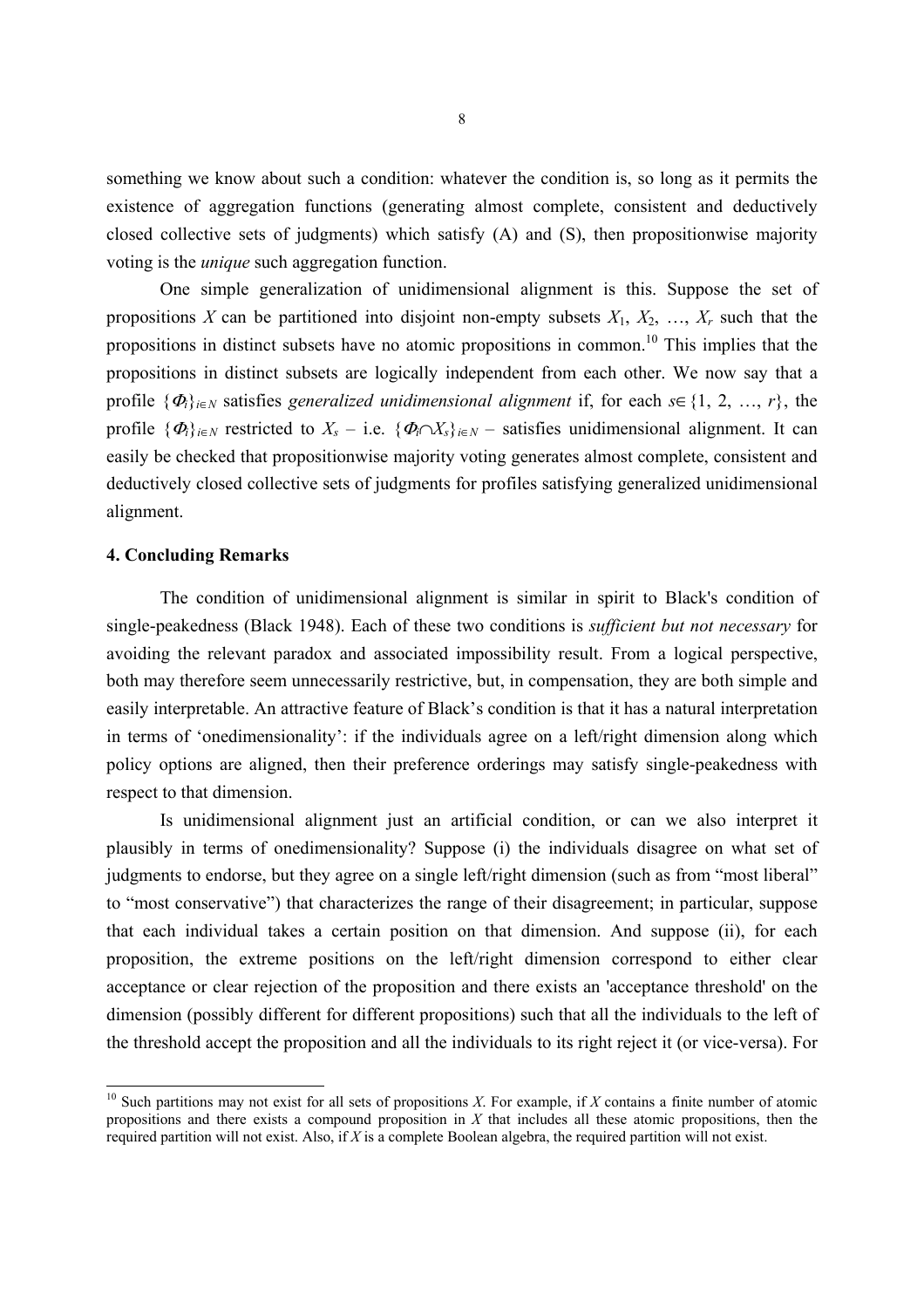something we know about such a condition: whatever the condition is, so long as it permits the existence of aggregation functions (generating almost complete, consistent and deductively closed collective sets of judgments) which satisfy (A) and (S), then propositionwise majority voting is the *unique* such aggregation function.

One simple generalization of unidimensional alignment is this. Suppose the set of propositions $X$ can be partitioned into disjoint non-empty subsets $X_1$, $X_2$, …, $X_r$ such that the propositions in distinct subsets have no atomic propositions in common.[10] This implies that the propositions in distinct subsets are logically independent from each other. We now say that a profile $\{\Phi_i\}_{i \in N}$ satisfies *generalized unidimensional alignment* if, for each $s \in \{1, 2, \ldots, r\}$, the profile $\{\Phi_i\}_{i \in N}$ restricted to $X_s$ – i.e. $\{\Phi_i \cap X_s\}_{i \in N}$ – satisfies unidimensional alignment. It can easily be checked that propositionwise majority voting generates almost complete, consistent and deductively closed collective sets of judgments for profiles satisfying generalized unidimensional alignment.

## 4. Concluding Remarks

The condition of unidimensional alignment is similar in spirit to Black's condition of single-peakedness (Black 1948). Each of these two conditions is *sufficient but not necessary* for avoiding the relevant paradox and associated impossibility result. From a logical perspective, both may therefore seem unnecessarily restrictive, but, in compensation, they are both simple and easily interpretable. An attractive feature of Black's condition is that it has a natural interpretation in terms of 'onedimensionality': if the individuals agree on a left/right dimension along which policy options are aligned, then their preference orderings may satisfy single-peakedness with respect to that dimension.

Is unidimensional alignment just an artificial condition, or can we also interpret it plausibly in terms of onedimensionality? Suppose (i) the individuals disagree on what set of judgments to endorse, but they agree on a single left/right dimension (such as from "most liberal" to "most conservative") that characterizes the range of their disagreement; in particular, suppose that each individual takes a certain position on that dimension. And suppose (ii), for each proposition, the extreme positions on the left/right dimension correspond to either clear acceptance or clear rejection of the proposition and there exists an 'acceptance threshold' on the dimension (possibly different for different propositions) such that all the individuals to the left of the threshold accept the proposition and all the individuals to its right reject it (or vice-versa). For

[10] Such partitions may not exist for all sets of propositions $X$. For example, if $X$ contains a finite number of atomic propositions and there exists a compound proposition in $X$ that includes all these atomic propositions, then the required partition will not exist. Also, if $X$ is a complete Boolean algebra, the required partition will not exist.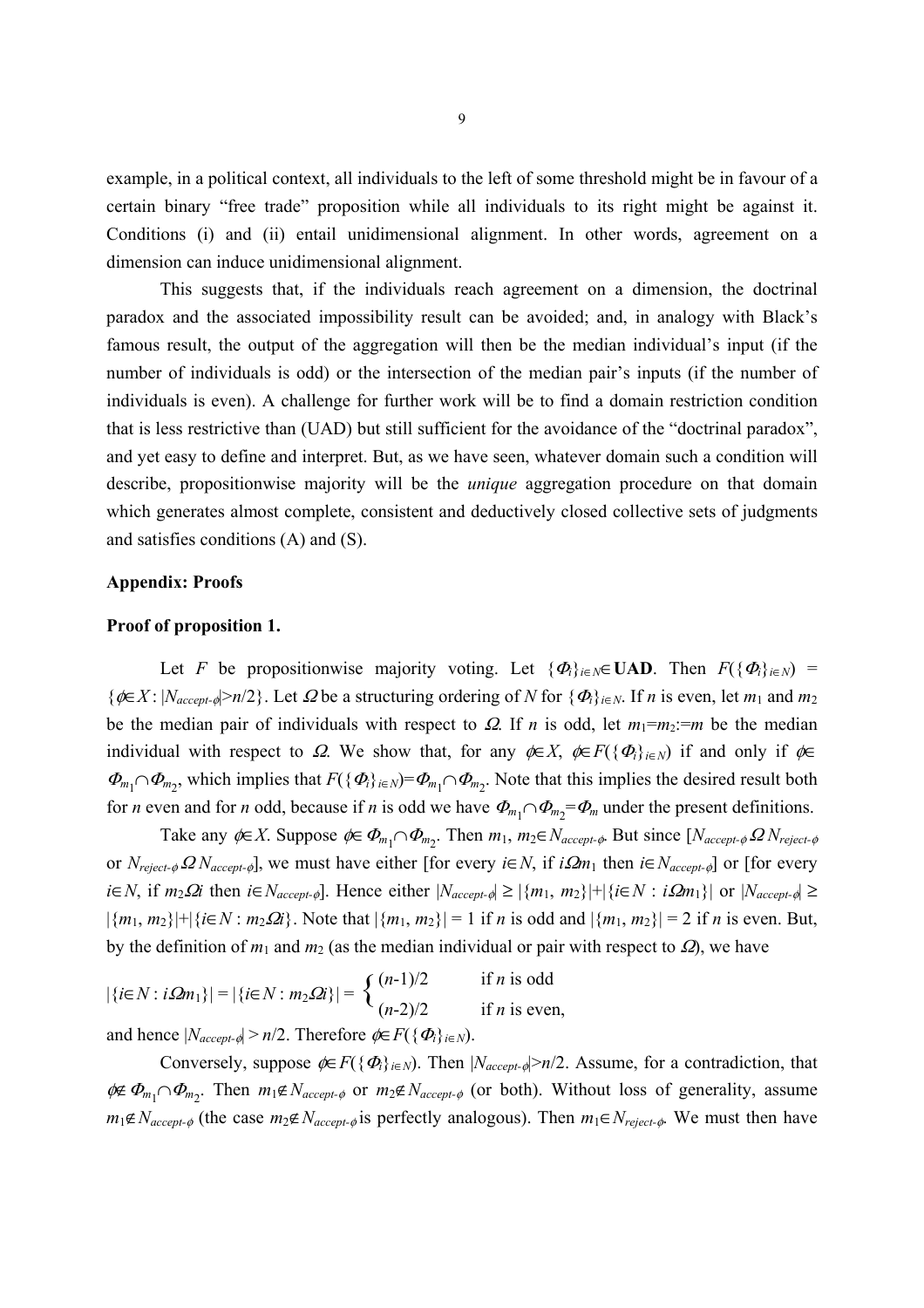example, in a political context, all individuals to the left of some threshold might be in favour of a certain binary "free trade" proposition while all individuals to its right might be against it. Conditions (i) and (ii) entail unidimensional alignment. In other words, agreement on a dimension can induce unidimensional alignment.

This suggests that, if the individuals reach agreement on a dimension, the doctrinal paradox and the associated impossibility result can be avoided; and, in analogy with Black's famous result, the output of the aggregation will then be the median individual's input (if the number of individuals is odd) or the intersection of the median pair's inputs (if the number of individuals is even). A challenge for further work will be to find a domain restriction condition that is less restrictive than (UAD) but still sufficient for the avoidance of the "doctrinal paradox", and yet easy to define and interpret. But, as we have seen, whatever domain such a condition will describe, propositionwise majority will be the *unique* aggregation procedure on that domain which generates almost complete, consistent and deductively closed collective sets of judgments and satisfies conditions (A) and (S).

## Appendix: Proofs

### Proof of proposition 1.

Let $F$ be propositionwise majority voting. Let $\{\Phi_i\}_{i\in N}\in \mathbf{UAD}$. Then $F(\{\Phi_i\}_{i\in N}) = \{\phi\in X : |N_{accept\text{-}\phi}|>n/2\}$. Let $\Omega$ be a structuring ordering of $N$ for $\{\Phi_i\}_{i\in N}$. If $n$ is even, let $m_1$ and $m_2$ be the median pair of individuals with respect to $\Omega$. If $n$ is odd, let $m_1=m_2:=m$ be the median individual with respect to $\Omega$. We show that, for any $\phi\in X$, $\phi\in F(\{\Phi_i\}_{i\in N})$ if and only if $\phi\in \Phi_{m_1}\cap\Phi_{m_2}$, which implies that $F(\{\Phi_i\}_{i\in N})=\Phi_{m_1}\cap\Phi_{m_2}$. Note that this implies the desired result both for $n$ even and for $n$ odd, because if $n$ is odd we have $\Phi_{m_1}\cap\Phi_{m_2}=\Phi_m$ under the present definitions.

Take any $\phi\in X$. Suppose $\phi\in \Phi_{m_1}\cap\Phi_{m_2}$. Then $m_1, m_2\in N_{accept\text{-}\phi}$. But since $[N_{accept\text{-}\phi}\,\Omega\, N_{reject\text{-}\phi}$ or $N_{reject\text{-}\phi}\,\Omega\, N_{accept\text{-}\phi}]$, we must have either [for every $i\in N$, if $i\Omega m_1$ then $i\in N_{accept\text{-}\phi}$] or [for every $i\in N$, if $m_2\Omega i$ then $i\in N_{accept\text{-}\phi}$]. Hence either $|N_{accept\text{-}\phi}| \geq |\{m_1, m_2\}|+|\{i\in N : i\Omega m_1\}|$ or $|N_{accept\text{-}\phi}| \geq |\{m_1, m_2\}|+|\{i\in N : m_2\Omega i\}|$. Note that $|\{m_1, m_2\}| = 1$ if $n$ is odd and $|\{m_1, m_2\}| = 2$ if $n$ is even. But, by the definition of $m_1$ and $m_2$ (as the median individual or pair with respect to $\Omega$), we have

$$|\{i\in N : i\Omega m_1\}| = |\{i\in N : m_2\Omega i\}| = \begin{cases} (n-1)/2 & \text{if } n \text{ is odd} \\ (n-2)/2 & \text{if } n \text{ is even,} \end{cases}$$

and hence $|N_{accept\text{-}\phi}| > n/2$. Therefore $\phi\in F(\{\Phi_i\}_{i\in N})$.

Conversely, suppose $\phi\in F(\{\Phi_i\}_{i\in N})$. Then $|N_{accept\text{-}\phi}|>n/2$. Assume, for a contradiction, that $\phi\notin \Phi_{m_1}\cap\Phi_{m_2}$. Then $m_1\notin N_{accept\text{-}\phi}$ or $m_2\notin N_{accept\text{-}\phi}$ (or both). Without loss of generality, assume $m_1\notin N_{accept\text{-}\phi}$ (the case $m_2\notin N_{accept\text{-}\phi}$ is perfectly analogous). Then $m_1\in N_{reject\text{-}\phi}$. We must then have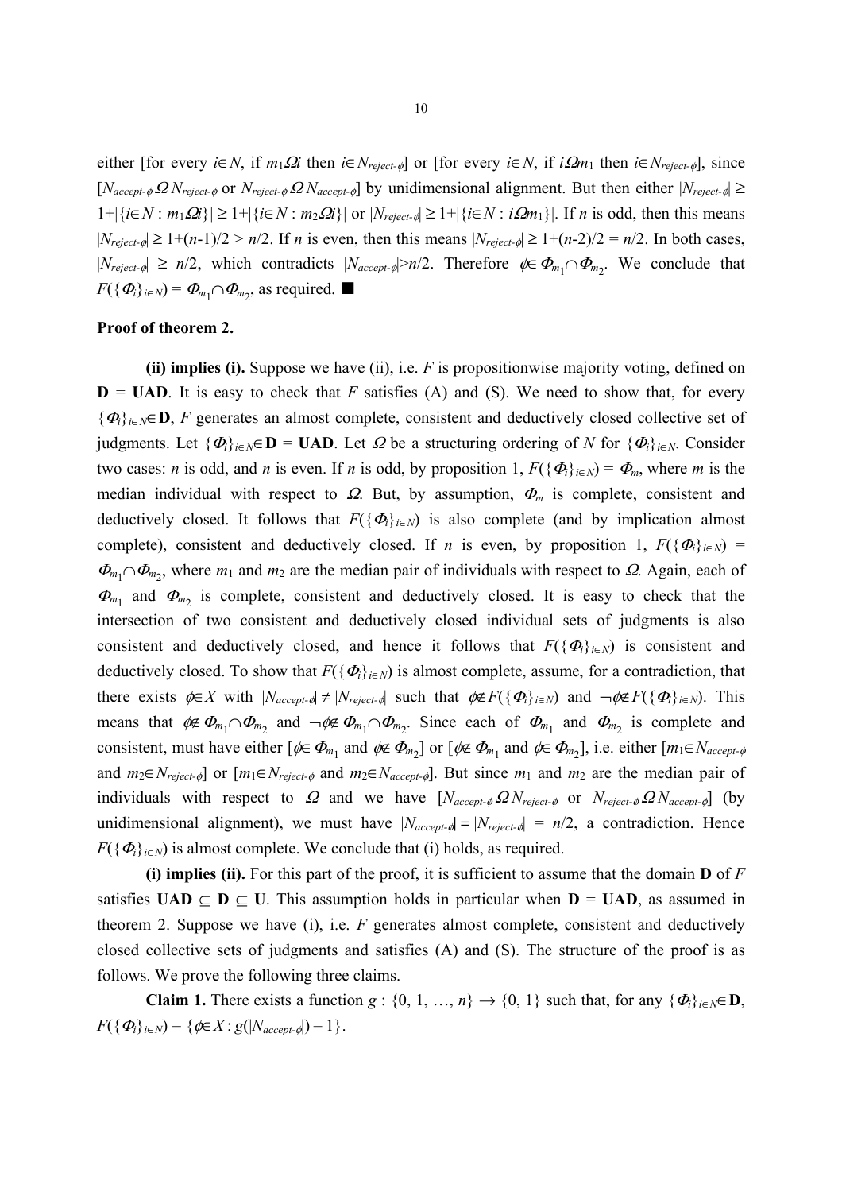either [for every $i \in N$, if $m_1 \Omega i$ then $i \in N_{reject\text{-}\phi}$] or [for every $i \in N$, if $i \Omega m_1$ then $i \in N_{reject\text{-}\phi}$], since [$N_{accept\text{-}\phi}\, \Omega\, N_{reject\text{-}\phi}$ or $N_{reject\text{-}\phi}\, \Omega\, N_{accept\text{-}\phi}$] by unidimensional alignment. But then either $|N_{reject\text{-}\phi}| \geq 1+|\{i \in N : m_1 \Omega i\}| \geq 1+|\{i \in N : m_2 \Omega i\}|$ or $|N_{reject\text{-}\phi}| \geq 1+|\{i \in N : i \Omega m_1\}|$. If $n$ is odd, then this means $|N_{reject\text{-}\phi}| \geq 1+(n\text{-}1)/2 > n/2$. If $n$ is even, then this means $|N_{reject\text{-}\phi}| \geq 1+(n\text{-}2)/2 = n/2$. In both cases, $|N_{reject\text{-}\phi}| \geq n/2$, which contradicts $|N_{accept\text{-}\phi}| > n/2$. Therefore $\phi \in \Phi_{m_1} \cap \Phi_{m_2}$. We conclude that $F(\{\Phi_i\}_{i \in N}) = \Phi_{m_1} \cap \Phi_{m_2}$, as required. ■

**Proof of theorem 2.**

**(ii) implies (i).** Suppose we have (ii), i.e. $F$ is propositionwise majority voting, defined on $\mathbf{D} = \mathbf{UAD}$. It is easy to check that $F$ satisfies (A) and (S). We need to show that, for every $\{\Phi_i\}_{i \in N} \in \mathbf{D}$, $F$ generates an almost complete, consistent and deductively closed collective set of judgments. Let $\{\Phi_i\}_{i \in N} \in \mathbf{D} = \mathbf{UAD}$. Let $\Omega$ be a structuring ordering of $N$ for $\{\Phi_i\}_{i \in N}$. Consider two cases: $n$ is odd, and $n$ is even. If $n$ is odd, by proposition 1, $F(\{\Phi_i\}_{i \in N}) = \Phi_m$, where $m$ is the median individual with respect to $\Omega$. But, by assumption, $\Phi_m$ is complete, consistent and deductively closed. It follows that $F(\{\Phi_i\}_{i \in N})$ is also complete (and by implication almost complete), consistent and deductively closed. If $n$ is even, by proposition 1, $F(\{\Phi_i\}_{i \in N}) = \Phi_{m_1} \cap \Phi_{m_2}$, where $m_1$ and $m_2$ are the median pair of individuals with respect to $\Omega$. Again, each of $\Phi_{m_1}$ and $\Phi_{m_2}$ is complete, consistent and deductively closed. It is easy to check that the intersection of two consistent and deductively closed individual sets of judgments is also consistent and deductively closed, and hence it follows that $F(\{\Phi_i\}_{i \in N})$ is consistent and deductively closed. To show that $F(\{\Phi_i\}_{i \in N})$ is almost complete, assume, for a contradiction, that there exists $\phi \in X$ with $|N_{accept\text{-}\phi}| \neq |N_{reject\text{-}\phi}|$ such that $\phi \notin F(\{\Phi_i\}_{i \in N})$ and $\neg\phi \notin F(\{\Phi_i\}_{i \in N})$. This means that $\phi \notin \Phi_{m_1} \cap \Phi_{m_2}$ and $\neg\phi \notin \Phi_{m_1} \cap \Phi_{m_2}$. Since each of $\Phi_{m_1}$ and $\Phi_{m_2}$ is complete and consistent, must have either [$\phi \in \Phi_{m_1}$ and $\phi \notin \Phi_{m_2}$] or [$\phi \notin \Phi_{m_1}$ and $\phi \in \Phi_{m_2}$], i.e. either [$m_1 \in N_{accept\text{-}\phi}$ and $m_2 \in N_{reject\text{-}\phi}$] or [$m_1 \in N_{reject\text{-}\phi}$ and $m_2 \in N_{accept\text{-}\phi}$]. But since $m_1$ and $m_2$ are the median pair of individuals with respect to $\Omega$ and we have [$N_{accept\text{-}\phi}\, \Omega\, N_{reject\text{-}\phi}$ or $N_{reject\text{-}\phi}\, \Omega\, N_{accept\text{-}\phi}$] (by unidimensional alignment), we must have $|N_{accept\text{-}\phi}| = |N_{reject\text{-}\phi}| = n/2$, a contradiction. Hence $F(\{\Phi_i\}_{i \in N})$ is almost complete. We conclude that (i) holds, as required.

**(i) implies (ii).** For this part of the proof, it is sufficient to assume that the domain $\mathbf{D}$ of $F$ satisfies $\mathbf{UAD} \subseteq \mathbf{D} \subseteq \mathbf{U}$. This assumption holds in particular when $\mathbf{D} = \mathbf{UAD}$, as assumed in theorem 2. Suppose we have (i), i.e. $F$ generates almost complete, consistent and deductively closed collective sets of judgments and satisfies (A) and (S). The structure of the proof is as follows. We prove the following three claims.

**Claim 1.** There exists a function $g : \{0, 1, \ldots, n\} \rightarrow \{0, 1\}$ such that, for any $\{\Phi_i\}_{i \in N} \in \mathbf{D}$, $F(\{\Phi_i\}_{i \in N}) = \{\phi \in X : g(|N_{accept\text{-}\phi}|) = 1\}$.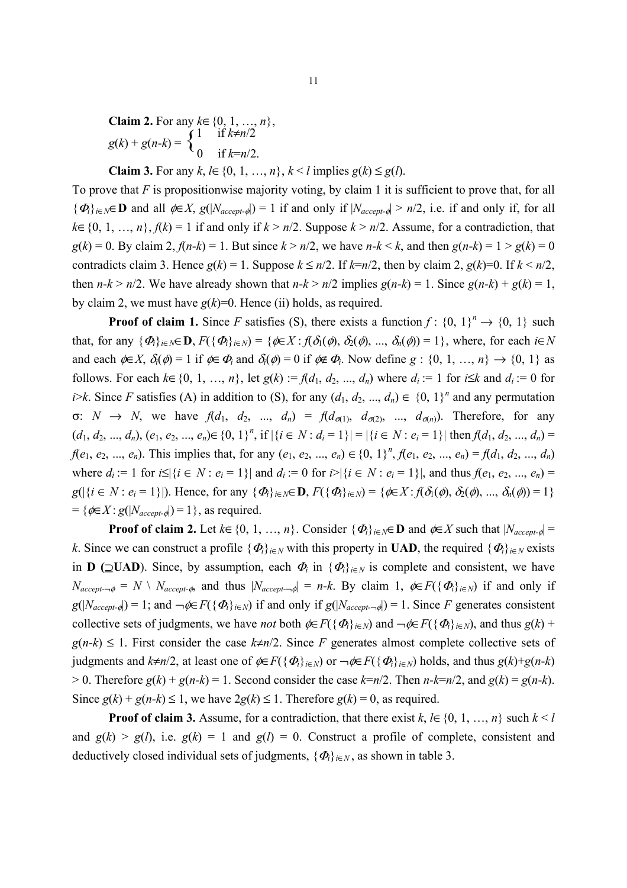**Claim 2.** For any $k \in \{0, 1, \ldots, n\}$,

$$g(k) + g(n\text{-}k) = \begin{cases} 1 & \text{if } k \neq n/2 \\ 0 & \text{if } k = n/2. \end{cases}$$

**Claim 3.** For any $k, l \in \{0, 1, \ldots, n\}$, $k < l$ implies $g(k) \leq g(l)$.

To prove that $F$ is propositionwise majority voting, by claim 1 it is sufficient to prove that, for all $\{\Phi_i\}_{i\in N} \in \mathbf{D}$ and all $\phi \in X$, $g(|N_{accept\text{-}\phi}|) = 1$ if and only if $|N_{accept\text{-}\phi}| > n/2$, i.e. if and only if, for all $k \in \{0, 1, \ldots, n\}$, $f(k) = 1$ if and only if $k > n/2$. Suppose $k > n/2$. Assume, for a contradiction, that $g(k) = 0$. By claim 2, $f(n\text{-}k) = 1$. But since $k > n/2$, we have $n\text{-}k < k$, and then $g(n\text{-}k) = 1 > g(k) = 0$ contradicts claim 3. Hence $g(k) = 1$. Suppose $k \leq n/2$. If $k=n/2$, then by claim 2, $g(k)=0$. If $k < n/2$, then $n\text{-}k > n/2$. We have already shown that $n\text{-}k > n/2$ implies $g(n\text{-}k) = 1$. Since $g(n\text{-}k) + g(k) = 1$, by claim 2, we must have $g(k)=0$. Hence (ii) holds, as required.

**Proof of claim 1.** Since $F$ satisfies (S), there exists a function $f : \{0, 1\}^n \rightarrow \{0, 1\}$ such that, for any $\{\Phi_i\}_{i\in N} \in \mathbf{D}$, $F(\{\Phi_i\}_{i\in N}) = \{\phi \in X : f(\delta_1(\phi), \delta_2(\phi), \ldots, \delta_n(\phi)) = 1\}$, where, for each $i \in N$ and each $\phi \in X$, $\delta_i(\phi) = 1$ if $\phi \in \Phi_i$ and $\delta_i(\phi) = 0$ if $\phi \notin \Phi_i$. Now define $g : \{0, 1, \ldots, n\} \rightarrow \{0, 1\}$ as follows. For each $k \in \{0, 1, \ldots, n\}$, let $g(k) := f(d_1, d_2, \ldots, d_n)$ where $d_i := 1$ for $i \leq k$ and $d_i := 0$ for $i > k$. Since $F$ satisfies (A) in addition to (S), for any $(d_1, d_2, \ldots, d_n) \in \{0, 1\}^n$ and any permutation $\sigma: N \rightarrow N$, we have $f(d_1, d_2, \ldots, d_n) = f(d_{\sigma(1)}, d_{\sigma(2)}, \ldots, d_{\sigma(n)})$. Therefore, for any $(d_1, d_2, \ldots, d_n), (e_1, e_2, \ldots, e_n) \in \{0, 1\}^n$, if $|\{i \in N : d_i = 1\}| = |\{i \in N : e_i = 1\}|$ then $f(d_1, d_2, \ldots, d_n) = f(e_1, e_2, \ldots, e_n)$. This implies that, for any $(e_1, e_2, \ldots, e_n) \in \{0, 1\}^n$, $f(e_1, e_2, \ldots, e_n) = f(d_1, d_2, \ldots, d_n)$ where $d_i := 1$ for $i \leq |\{i \in N : e_i = 1\}|$ and $d_i := 0$ for $i > |\{i \in N : e_i = 1\}|$, and thus $f(e_1, e_2, \ldots, e_n) = g(|\{i \in N : e_i = 1\}|)$. Hence, for any $\{\Phi_i\}_{i\in N} \in \mathbf{D}$, $F(\{\Phi_i\}_{i\in N}) = \{\phi \in X : f(\delta_1(\phi), \delta_2(\phi), \ldots, \delta_n(\phi)) = 1\} = \{\phi \in X : g(|N_{accept\text{-}\phi}|) = 1\}$, as required.

**Proof of claim 2.** Let $k \in \{0, 1, \ldots, n\}$. Consider $\{\Phi_i\}_{i\in N} \in \mathbf{D}$ and $\phi \in X$ such that $|N_{accept\text{-}\phi}| = k$. Since we can construct a profile $\{\Phi_i\}_{i\in N}$ with this property in **UAD**, the required $\{\Phi_i\}_{i\in N}$ exists in **D** ($\supseteq$**UAD**). Since, by assumption, each $\Phi_i$ in $\{\Phi_i\}_{i\in N}$ is complete and consistent, we have $N_{accept\text{-}\neg\phi} = N \setminus N_{accept\text{-}\phi}$, and thus $|N_{accept\text{-}\neg\phi}| = n\text{-}k$. By claim 1, $\phi \in F(\{\Phi_i\}_{i\in N})$ if and only if $g(|N_{accept\text{-}\phi}|) = 1$; and $\neg\phi \in F(\{\Phi_i\}_{i\in N})$ if and only if $g(|N_{accept\text{-}\neg\phi}|) = 1$. Since $F$ generates consistent collective sets of judgments, we have *not* both $\phi \in F(\{\Phi_i\}_{i\in N})$ and $\neg\phi \in F(\{\Phi_i\}_{i\in N})$, and thus $g(k) + g(n\text{-}k) \leq 1$. First consider the case $k \neq n/2$. Since $F$ generates almost complete collective sets of judgments and $k \neq n/2$, at least one of $\phi \in F(\{\Phi_i\}_{i\in N})$ or $\neg\phi \in F(\{\Phi_i\}_{i\in N})$ holds, and thus $g(k)+g(n\text{-}k) > 0$. Therefore $g(k) + g(n\text{-}k) = 1$. Second consider the case $k=n/2$. Then $n\text{-}k=n/2$, and $g(k) = g(n\text{-}k)$. Since $g(k) + g(n\text{-}k) \leq 1$, we have $2g(k) \leq 1$. Therefore $g(k) = 0$, as required.

**Proof of claim 3.** Assume, for a contradiction, that there exist $k, l \in \{0, 1, \ldots, n\}$ such $k < l$ and $g(k) > g(l)$, i.e. $g(k) = 1$ and $g(l) = 0$. Construct a profile of complete, consistent and deductively closed individual sets of judgments, $\{\Phi_i\}_{i\in N}$, as shown in table 3.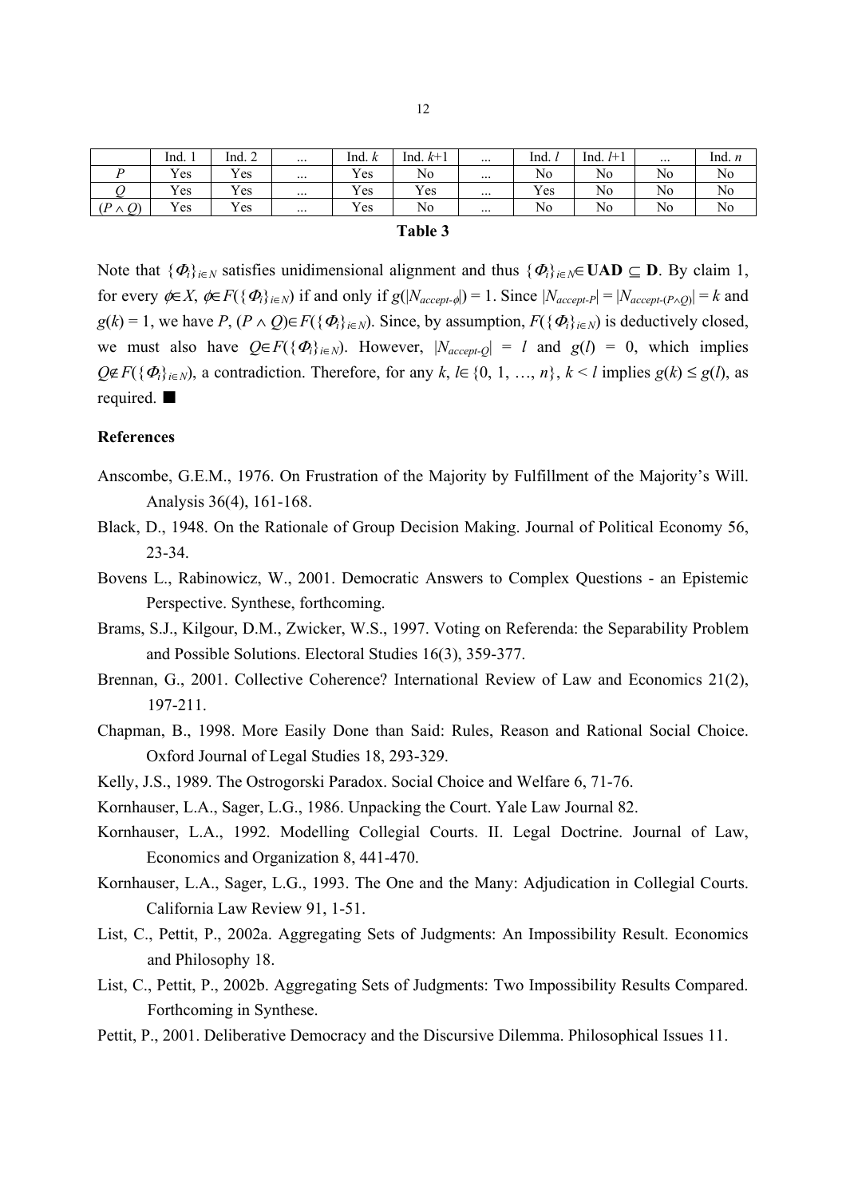| | Ind. 1 | Ind. 2 | ... | Ind. $k$ | Ind. $k$+1 | ... | Ind. $l$ | Ind. $l$+1 | ... | Ind. $n$ |
|---|---|---|---|---|---|---|---|---|---|---|
| $P$ | Yes | Yes | ... | Yes | No | ... | No | No | No | No |
| $Q$ | Yes | Yes | ... | Yes | Yes | ... | Yes | No | No | No |
| $(P \wedge Q)$ | Yes | Yes | ... | Yes | No | ... | No | No | No | No |

**Table 3**

Note that $\{\Phi_i\}_{i\in N}$ satisfies unidimensional alignment and thus $\{\Phi_i\}_{i\in N} \in \mathbf{UAD} \subseteq \mathbf{D}$. By claim 1, for every $\phi \in X$, $\phi \in F(\{\Phi_i\}_{i\in N})$ if and only if $g(|N_{accept\text{-}\phi}|) = 1$. Since $|N_{accept\text{-}P}| = |N_{accept\text{-}(P\wedge Q)}| = k$ and $g(k) = 1$, we have $P$, $(P \wedge Q) \in F(\{\Phi_i\}_{i\in N})$. Since, by assumption, $F(\{\Phi_i\}_{i\in N})$ is deductively closed, we must also have $Q \in F(\{\Phi_i\}_{i\in N})$. However, $|N_{accept\text{-}Q}| = l$ and $g(l) = 0$, which implies $Q \notin F(\{\Phi_i\}_{i\in N})$, a contradiction. Therefore, for any $k, l \in \{0, 1, \ldots, n\}$, $k < l$ implies $g(k) \leq g(l)$, as required. ■

## References

Anscombe, G.E.M., 1976. On Frustration of the Majority by Fulfillment of the Majority's Will. Analysis 36(4), 161-168.

Black, D., 1948. On the Rationale of Group Decision Making. Journal of Political Economy 56, 23-34.

Bovens L., Rabinowicz, W., 2001. Democratic Answers to Complex Questions - an Epistemic Perspective. Synthese, forthcoming.

Brams, S.J., Kilgour, D.M., Zwicker, W.S., 1997. Voting on Referenda: the Separability Problem and Possible Solutions. Electoral Studies 16(3), 359-377.

Brennan, G., 2001. Collective Coherence? International Review of Law and Economics 21(2), 197-211.

Chapman, B., 1998. More Easily Done than Said: Rules, Reason and Rational Social Choice. Oxford Journal of Legal Studies 18, 293-329.

Kelly, J.S., 1989. The Ostrogorski Paradox. Social Choice and Welfare 6, 71-76.

Kornhauser, L.A., Sager, L.G., 1986. Unpacking the Court. Yale Law Journal 82.

Kornhauser, L.A., 1992. Modelling Collegial Courts. II. Legal Doctrine. Journal of Law, Economics and Organization 8, 441-470.

Kornhauser, L.A., Sager, L.G., 1993. The One and the Many: Adjudication in Collegial Courts. California Law Review 91, 1-51.

List, C., Pettit, P., 2002a. Aggregating Sets of Judgments: An Impossibility Result. Economics and Philosophy 18.

List, C., Pettit, P., 2002b. Aggregating Sets of Judgments: Two Impossibility Results Compared. Forthcoming in Synthese.

Pettit, P., 2001. Deliberative Democracy and the Discursive Dilemma. Philosophical Issues 11.